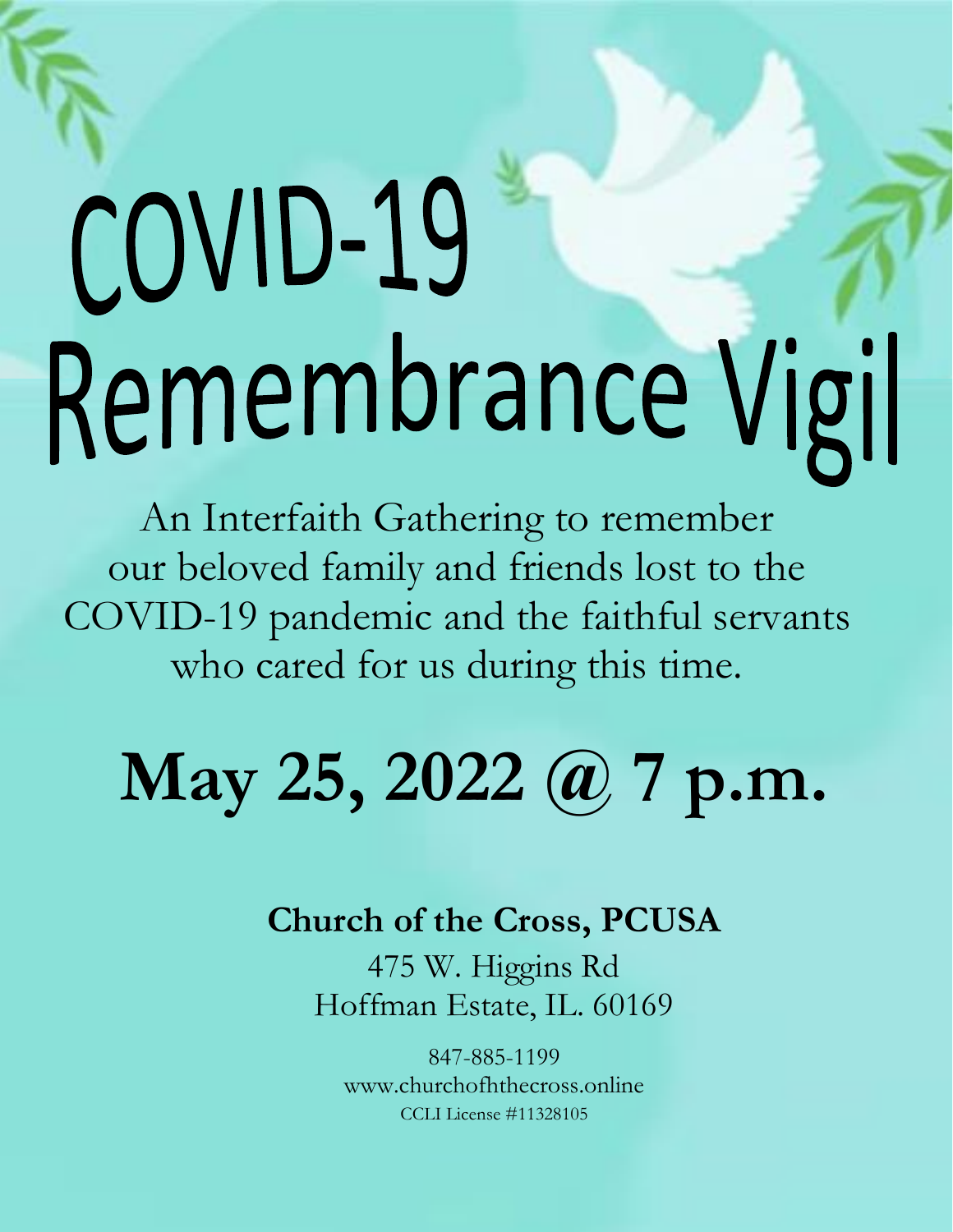# COVID-19 Remembrance Vigil

An Interfaith Gathering to remember our beloved family and friends lost to the COVID-19 pandemic and the faithful servants who cared for us during this time.

## May 25, 2022 @ 7 p.m.

**Church of the Cross, PCUSA**

475 W. Higgins Rd
Hoffman Estate, IL. 60169

847-885-1199
www.churchofhthecross.online
CCLI License #11328105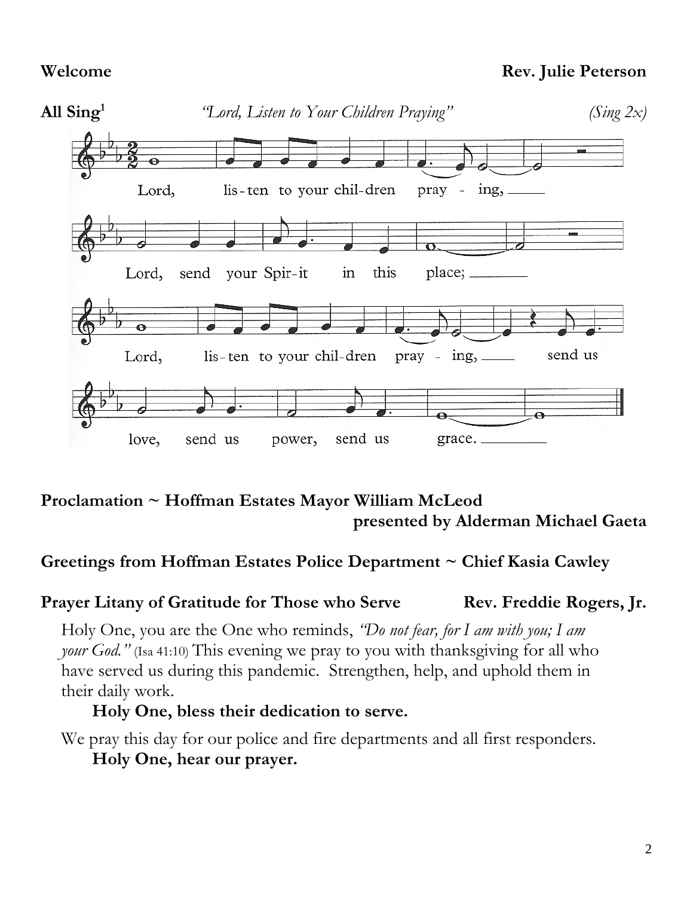**Welcome** **Rev. Julie Peterson**

**All Sing**[1] *"Lord, Listen to Your Children Praying"* *(Sing 2x)*

Lord, listen to your children praying,
Lord, send your Spirit in this place;
Lord, listen to your children praying, send us
love, send us power, send us grace.

**Proclamation ~ Hoffman Estates Mayor William McLeod**
**presented by Alderman Michael Gaeta**

**Greetings from Hoffman Estates Police Department ~ Chief Kasia Cawley**

**Prayer Litany of Gratitude for Those who Serve** **Rev. Freddie Rogers, Jr.**

Holy One, you are the One who reminds, *"Do not fear, for I am with you; I am your God."* (Isa 41:10) This evening we pray to you with thanksgiving for all who have served us during this pandemic. Strengthen, help, and uphold them in their daily work.

**Holy One, bless their dedication to serve.**

We pray this day for our police and fire departments and all first responders.

**Holy One, hear our prayer.**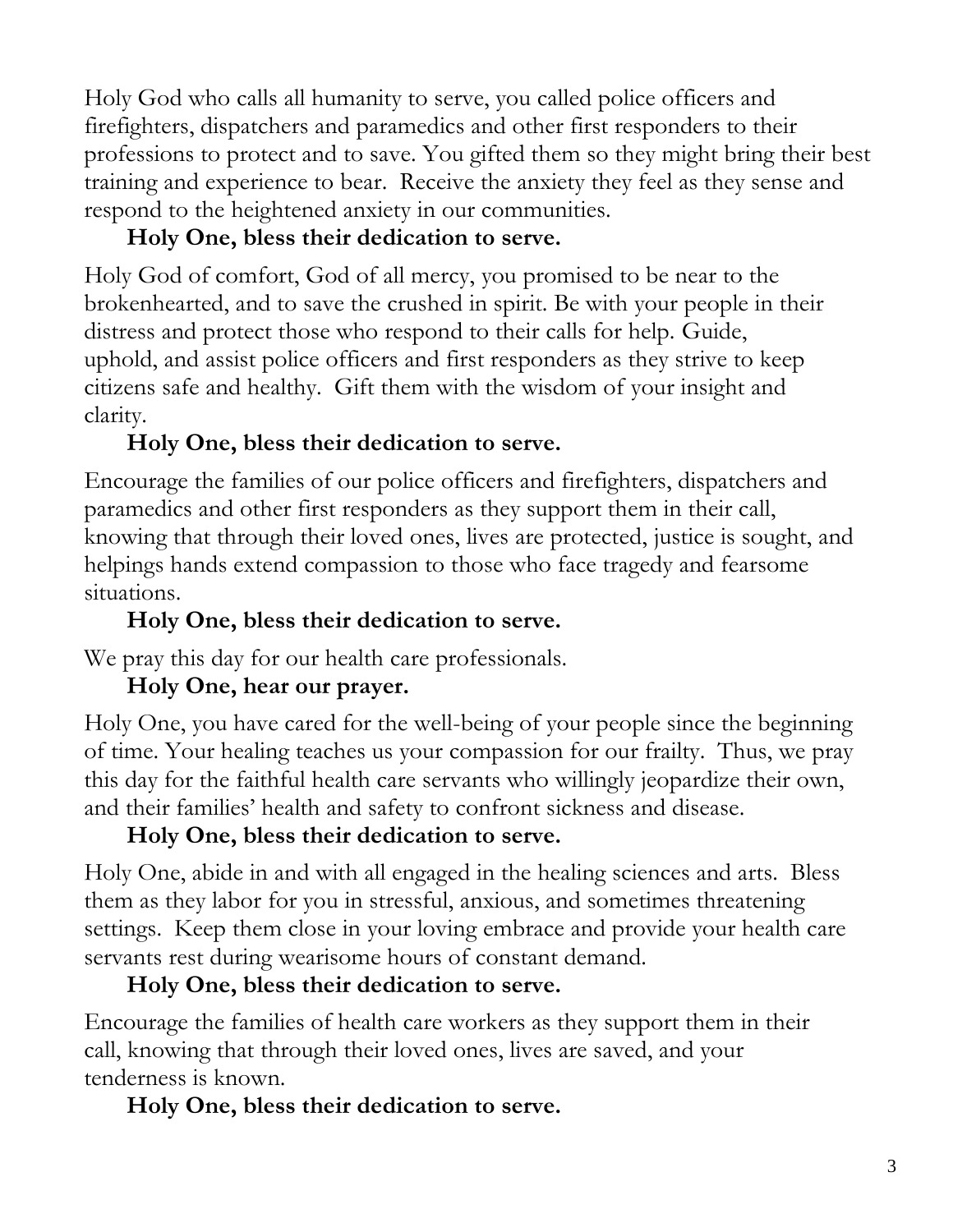Holy God who calls all humanity to serve, you called police officers and firefighters, dispatchers and paramedics and other first responders to their professions to protect and to save. You gifted them so they might bring their best training and experience to bear. Receive the anxiety they feel as they sense and respond to the heightened anxiety in our communities.

**Holy One, bless their dedication to serve.**

Holy God of comfort, God of all mercy, you promised to be near to the brokenhearted, and to save the crushed in spirit. Be with your people in their distress and protect those who respond to their calls for help. Guide, uphold, and assist police officers and first responders as they strive to keep citizens safe and healthy. Gift them with the wisdom of your insight and clarity.

**Holy One, bless their dedication to serve.**

Encourage the families of our police officers and firefighters, dispatchers and paramedics and other first responders as they support them in their call, knowing that through their loved ones, lives are protected, justice is sought, and helpings hands extend compassion to those who face tragedy and fearsome situations.

**Holy One, bless their dedication to serve.**

We pray this day for our health care professionals.

**Holy One, hear our prayer.**

Holy One, you have cared for the well-being of your people since the beginning of time. Your healing teaches us your compassion for our frailty. Thus, we pray this day for the faithful health care servants who willingly jeopardize their own, and their families' health and safety to confront sickness and disease.

**Holy One, bless their dedication to serve.**

Holy One, abide in and with all engaged in the healing sciences and arts. Bless them as they labor for you in stressful, anxious, and sometimes threatening settings. Keep them close in your loving embrace and provide your health care servants rest during wearisome hours of constant demand.

**Holy One, bless their dedication to serve.**

Encourage the families of health care workers as they support them in their call, knowing that through their loved ones, lives are saved, and your tenderness is known.

**Holy One, bless their dedication to serve.**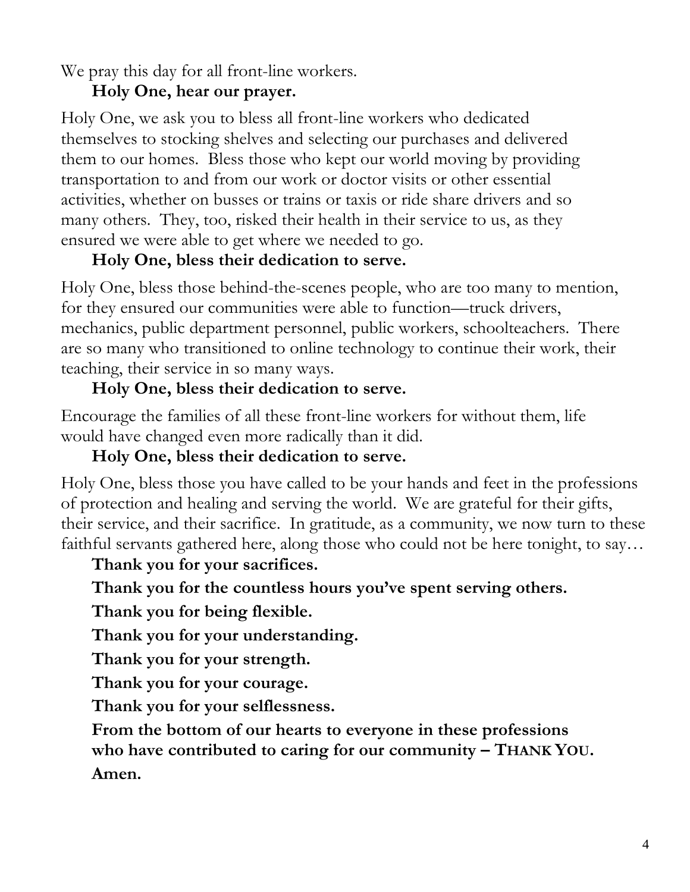We pray this day for all front-line workers.

**Holy One, hear our prayer.**

Holy One, we ask you to bless all front-line workers who dedicated themselves to stocking shelves and selecting our purchases and delivered them to our homes. Bless those who kept our world moving by providing transportation to and from our work or doctor visits or other essential activities, whether on busses or trains or taxis or ride share drivers and so many others. They, too, risked their health in their service to us, as they ensured we were able to get where we needed to go.

**Holy One, bless their dedication to serve.**

Holy One, bless those behind-the-scenes people, who are too many to mention, for they ensured our communities were able to function—truck drivers, mechanics, public department personnel, public workers, schoolteachers. There are so many who transitioned to online technology to continue their work, their teaching, their service in so many ways.

**Holy One, bless their dedication to serve.**

Encourage the families of all these front-line workers for without them, life would have changed even more radically than it did.

**Holy One, bless their dedication to serve.**

Holy One, bless those you have called to be your hands and feet in the professions of protection and healing and serving the world. We are grateful for their gifts, their service, and their sacrifice. In gratitude, as a community, we now turn to these faithful servants gathered here, along those who could not be here tonight, to say…

**Thank you for your sacrifices.**

**Thank you for the countless hours you've spent serving others.**

**Thank you for being flexible.**

**Thank you for your understanding.**

**Thank you for your strength.**

**Thank you for your courage.**

**Thank you for your selflessness.**

**From the bottom of our hearts to everyone in these professions who have contributed to caring for our community – THANK YOU.**

**Amen.**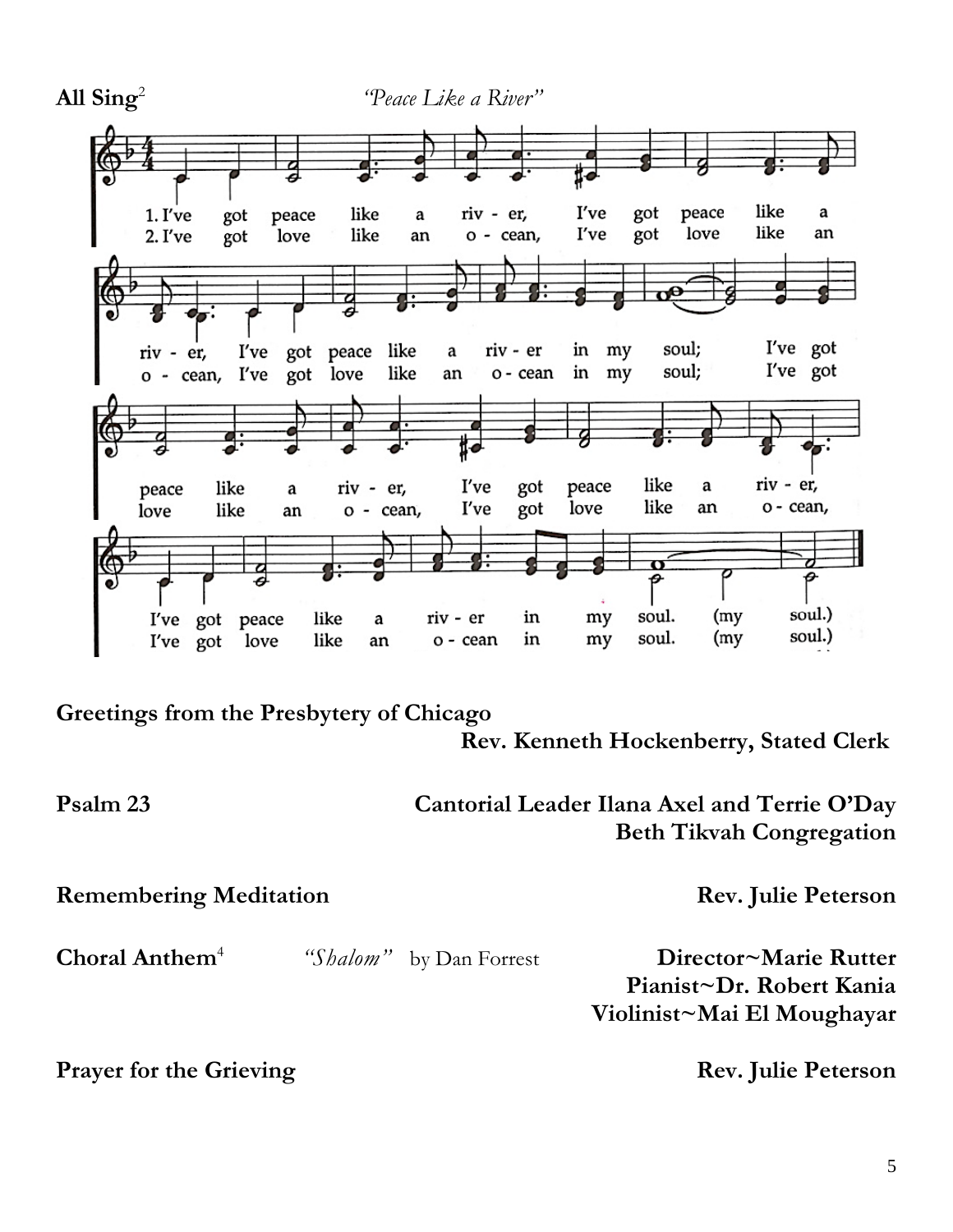**All Sing**[2] *"Peace Like a River"*

1. I've got peace like a river, I've got peace like a river, I've got peace like a river in my soul; I've got peace like a river, I've got peace like a river, I've got peace like a river in my soul. (my soul.)

2. I've got love like an ocean, I've got love like an ocean, I've got love like an ocean in my soul; I've got love like an ocean, I've got love like an ocean, I've got love like an ocean in my soul. (my soul.)

**Greetings from the Presbytery of Chicago**
**Rev. Kenneth Hockenberry, Stated Clerk**

**Psalm 23** — **Cantorial Leader Ilana Axel and Terrie O'Day**
**Beth Tikvah Congregation**

**Remembering Meditation** — **Rev. Julie Peterson**

**Choral Anthem**[4] *"Shalom"* by Dan Forrest — **Director~Marie Rutter**
**Pianist~Dr. Robert Kania**
**Violinist~Mai El Moughayar**

**Prayer for the Grieving** — **Rev. Julie Peterson**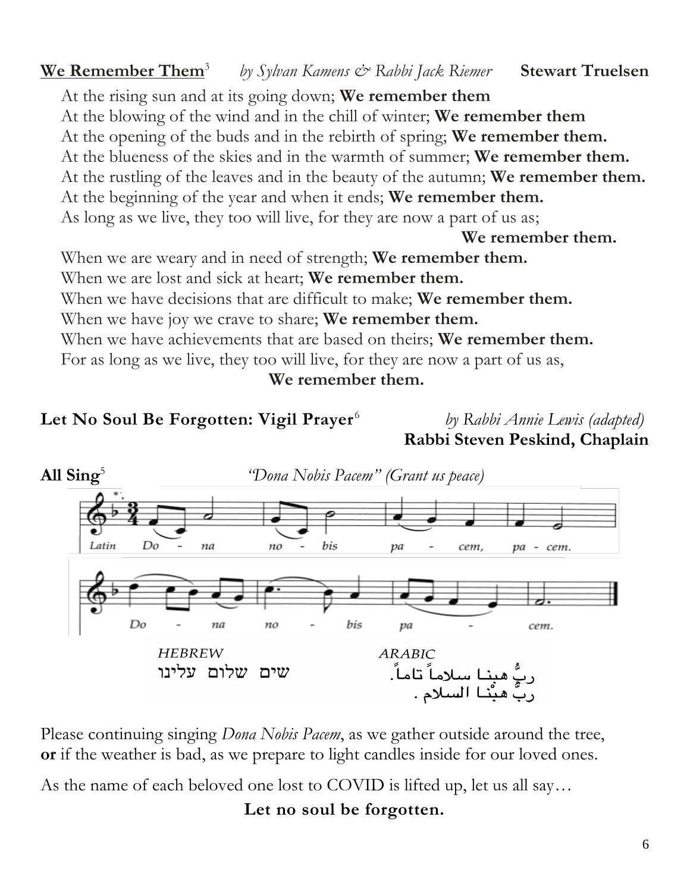**We Remember Them**[3] *by Sylvan Kamens & Rabbi Jack Riemer* **Stewart Truelsen**

At the rising sun and at its going down; **We remember them**
At the blowing of the wind and in the chill of winter; **We remember them**
At the opening of the buds and in the rebirth of spring; **We remember them.**
At the blueness of the skies and in the warmth of summer; **We remember them.**
At the rustling of the leaves and in the beauty of the autumn; **We remember them.**
At the beginning of the year and when it ends; **We remember them.**
As long as we live, they too will live, for they are now a part of us as;
**We remember them.**
When we are weary and in need of strength; **We remember them.**
When we are lost and sick at heart; **We remember them.**
When we have decisions that are difficult to make; **We remember them.**
When we have joy we crave to share; **We remember them.**
When we have achievements that are based on theirs; **We remember them.**
For as long as we live, they too will live, for they are now a part of us as,
**We remember them.**

**Let No Soul Be Forgotten: Vigil Prayer**[6] *by Rabbi Annie Lewis (adapted)*
**Rabbi Steven Peskind, Chaplain**

**All Sing**[5] *"Dona Nobis Pacem" (Grant us peace)*

Latin: Do - na no - bis pa - cem, pa - cem.
Do - na no - bis pa - cem.

*HEBREW*
שים שלום עלינו

*ARABIC*
ربٌّ هبنا سلاماً تاماً.
ربٌّ هبْنا السلام .

Please continuing singing *Dona Nobis Pacem*, as we gather outside around the tree, **or** if the weather is bad, as we prepare to light candles inside for our loved ones.

As the name of each beloved one lost to COVID is lifted up, let us all say…

**Let no soul be forgotten.**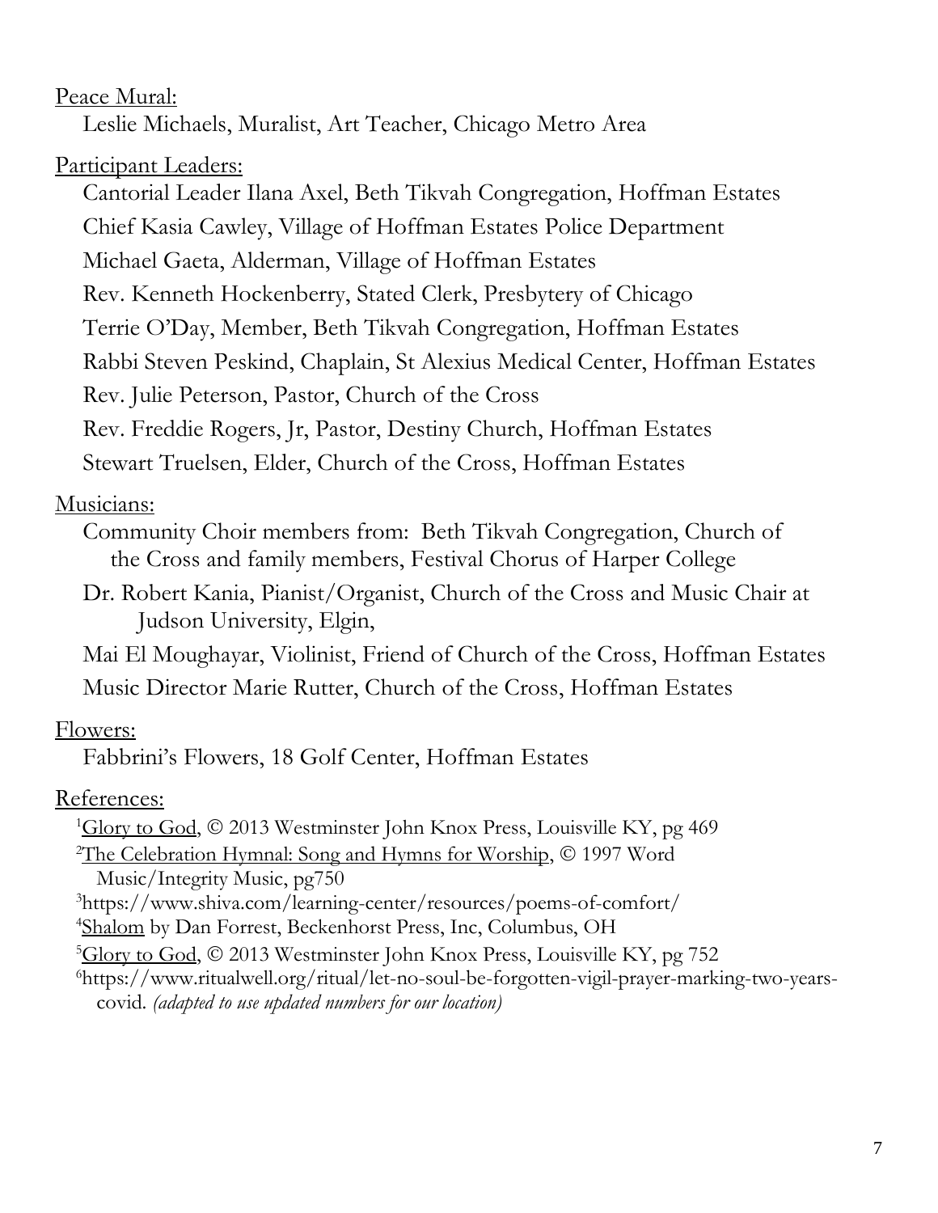<u>Peace Mural:</u>

Leslie Michaels, Muralist, Art Teacher, Chicago Metro Area

<u>Participant Leaders:</u>

Cantorial Leader Ilana Axel, Beth Tikvah Congregation, Hoffman Estates

Chief Kasia Cawley, Village of Hoffman Estates Police Department

Michael Gaeta, Alderman, Village of Hoffman Estates

Rev. Kenneth Hockenberry, Stated Clerk, Presbytery of Chicago

Terrie O'Day, Member, Beth Tikvah Congregation, Hoffman Estates

Rabbi Steven Peskind, Chaplain, St Alexius Medical Center, Hoffman Estates

Rev. Julie Peterson, Pastor, Church of the Cross

Rev. Freddie Rogers, Jr, Pastor, Destiny Church, Hoffman Estates

Stewart Truelsen, Elder, Church of the Cross, Hoffman Estates

<u>Musicians:</u>

Community Choir members from: Beth Tikvah Congregation, Church of the Cross and family members, Festival Chorus of Harper College

Dr. Robert Kania, Pianist/Organist, Church of the Cross and Music Chair at Judson University, Elgin,

Mai El Moughayar, Violinist, Friend of Church of the Cross, Hoffman Estates

Music Director Marie Rutter, Church of the Cross, Hoffman Estates

<u>Flowers:</u>

Fabbrini's Flowers, 18 Golf Center, Hoffman Estates

<u>References:</u>

[1] <u>Glory to God</u>, © 2013 Westminster John Knox Press, Louisville KY, pg 469

[2] <u>The Celebration Hymnal: Song and Hymns for Worship</u>, © 1997 Word Music/Integrity Music, pg750

[3] https://www.shiva.com/learning-center/resources/poems-of-comfort/

[4] <u>Shalom</u> by Dan Forrest, Beckenhorst Press, Inc, Columbus, OH

[5] <u>Glory to God</u>, © 2013 Westminster John Knox Press, Louisville KY, pg 752

[6] https://www.ritualwell.org/ritual/let-no-soul-be-forgotten-vigil-prayer-marking-two-years-covid. *(adapted to use updated numbers for our location)*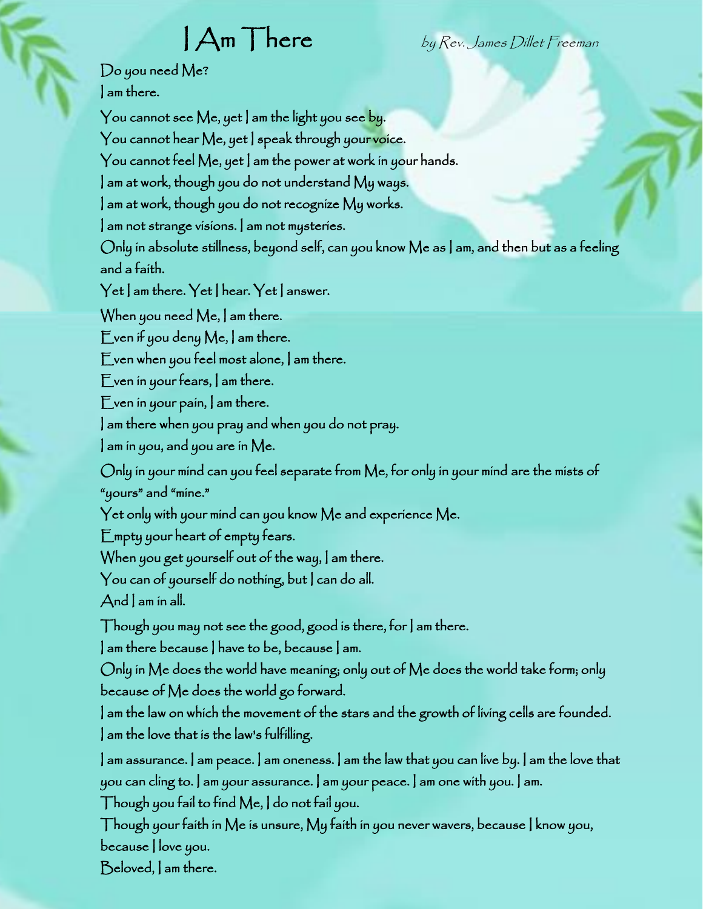# I Am There

*by Rev. James Dillet Freeman*

Do you need Me?
I am there.

You cannot see Me, yet I am the light you see by.
You cannot hear Me, yet I speak through your voice.
You cannot feel Me, yet I am the power at work in your hands.
I am at work, though you do not understand My ways.
I am at work, though you do not recognize My works.
I am not strange visions. I am not mysteries.
Only in absolute stillness, beyond self, can you know Me as I am, and then but as a feeling and a faith.
Yet I am there. Yet I hear. Yet I answer.

When you need Me, I am there.
Even if you deny Me, I am there.
Even when you feel most alone, I am there.
Even in your fears, I am there.
Even in your pain, I am there.
I am there when you pray and when you do not pray.
I am in you, and you are in Me.

Only in your mind can you feel separate from Me, for only in your mind are the mists of "yours" and "mine."
Yet only with your mind can you know Me and experience Me.
Empty your heart of empty fears.
When you get yourself out of the way, I am there.
You can of yourself do nothing, but I can do all.
And I am in all.

Though you may not see the good, good is there, for I am there.
I am there because I have to be, because I am.
Only in Me does the world have meaning; only out of Me does the world take form; only because of Me does the world go forward.
I am the law on which the movement of the stars and the growth of living cells are founded.
I am the love that is the law's fulfilling.

I am assurance. I am peace. I am oneness. I am the law that you can live by. I am the love that you can cling to. I am your assurance. I am your peace. I am one with you. I am.
Though you fail to find Me, I do not fail you.
Though your faith in Me is unsure, My faith in you never wavers, because I know you, because I love you.
Beloved, I am there.